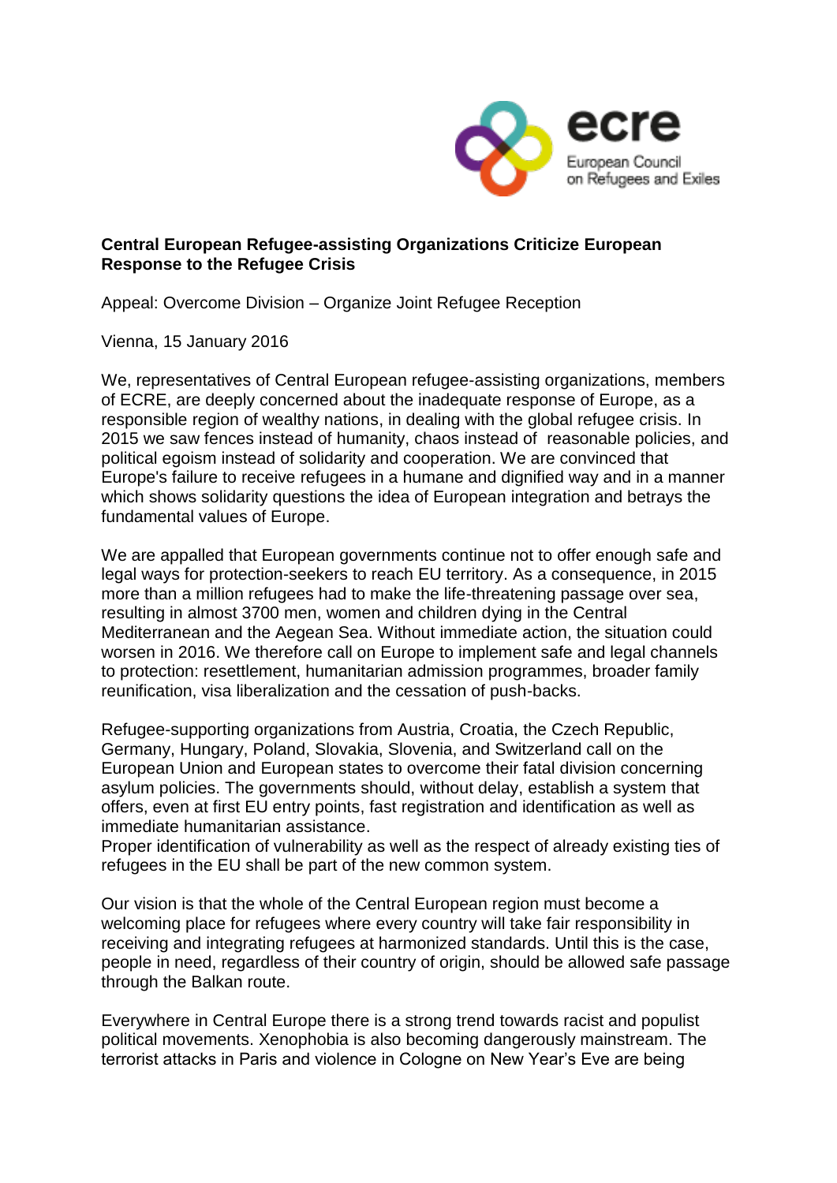**Central European Refugee-assisting Organizations Criticize European Response to the Refugee Crisis**

Appeal: Overcome Division – Organize Joint Refugee Reception

Vienna, 15 January 2016

We, representatives of Central European refugee-assisting organizations, members of ECRE, are deeply concerned about the inadequate response of Europe, as a responsible region of wealthy nations, in dealing with the global refugee crisis. In 2015 we saw fences instead of humanity, chaos instead of reasonable policies, and political egoism instead of solidarity and cooperation. We are convinced that Europe's failure to receive refugees in a humane and dignified way and in a manner which shows solidarity questions the idea of European integration and betrays the fundamental values of Europe.

We are appalled that European governments continue not to offer enough safe and legal ways for protection-seekers to reach EU territory. As a consequence, in 2015 more than a million refugees had to make the life-threatening passage over sea, resulting in almost 3700 men, women and children dying in the Central Mediterranean and the Aegean Sea. Without immediate action, the situation could worsen in 2016. We therefore call on Europe to implement safe and legal channels to protection: resettlement, humanitarian admission programmes, broader family reunification, visa liberalization and the cessation of push-backs.

Refugee-supporting organizations from Austria, Croatia, the Czech Republic, Germany, Hungary, Poland, Slovakia, Slovenia, and Switzerland call on the European Union and European states to overcome their fatal division concerning asylum policies. The governments should, without delay, establish a system that offers, even at first EU entry points, fast registration and identification as well as immediate humanitarian assistance.
Proper identification of vulnerability as well as the respect of already existing ties of refugees in the EU shall be part of the new common system.

Our vision is that the whole of the Central European region must become a welcoming place for refugees where every country will take fair responsibility in receiving and integrating refugees at harmonized standards. Until this is the case, people in need, regardless of their country of origin, should be allowed safe passage through the Balkan route.

Everywhere in Central Europe there is a strong trend towards racist and populist political movements. Xenophobia is also becoming dangerously mainstream. The terrorist attacks in Paris and violence in Cologne on New Year's Eve are being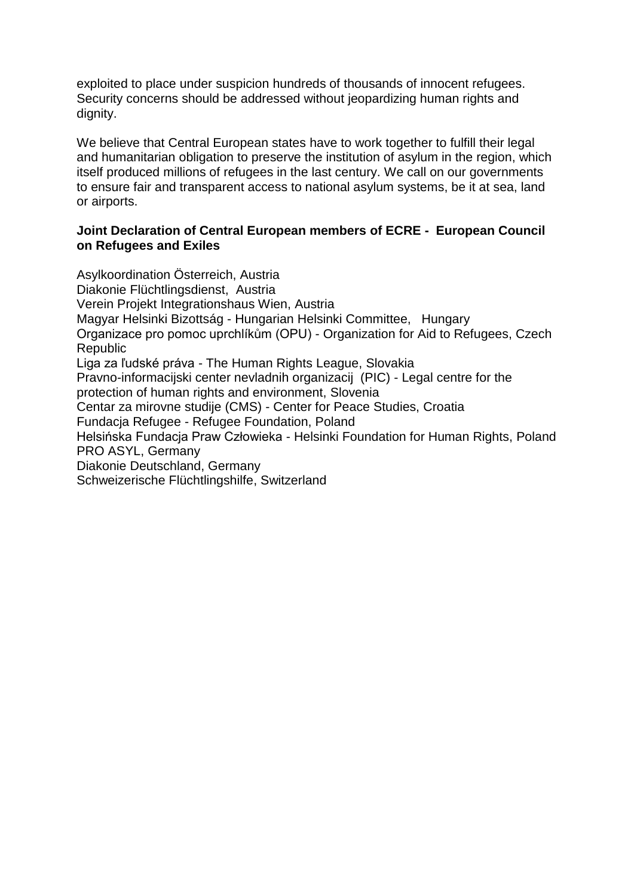exploited to place under suspicion hundreds of thousands of innocent refugees. Security concerns should be addressed without jeopardizing human rights and dignity.

We believe that Central European states have to work together to fulfill their legal and humanitarian obligation to preserve the institution of asylum in the region, which itself produced millions of refugees in the last century. We call on our governments to ensure fair and transparent access to national asylum systems, be it at sea, land or airports.

**Joint Declaration of Central European members of ECRE - European Council on Refugees and Exiles**

Asylkoordination Österreich, Austria
Diakonie Flüchtlingsdienst, Austria
Verein Projekt Integrationshaus Wien, Austria
Magyar Helsinki Bizottság - Hungarian Helsinki Committee, Hungary
Organizace pro pomoc uprchlíkům (OPU) - Organization for Aid to Refugees, Czech Republic
Liga za ľudské práva - The Human Rights League, Slovakia
Pravno-informacijski center nevladnih organizacij (PIC) - Legal centre for the protection of human rights and environment, Slovenia
Centar za mirovne studije (CMS) - Center for Peace Studies, Croatia
Fundacja Refugee - Refugee Foundation, Poland
Helsińska Fundacja Praw Człowieka - Helsinki Foundation for Human Rights, Poland
PRO ASYL, Germany
Diakonie Deutschland, Germany
Schweizerische Flüchtlingshilfe, Switzerland